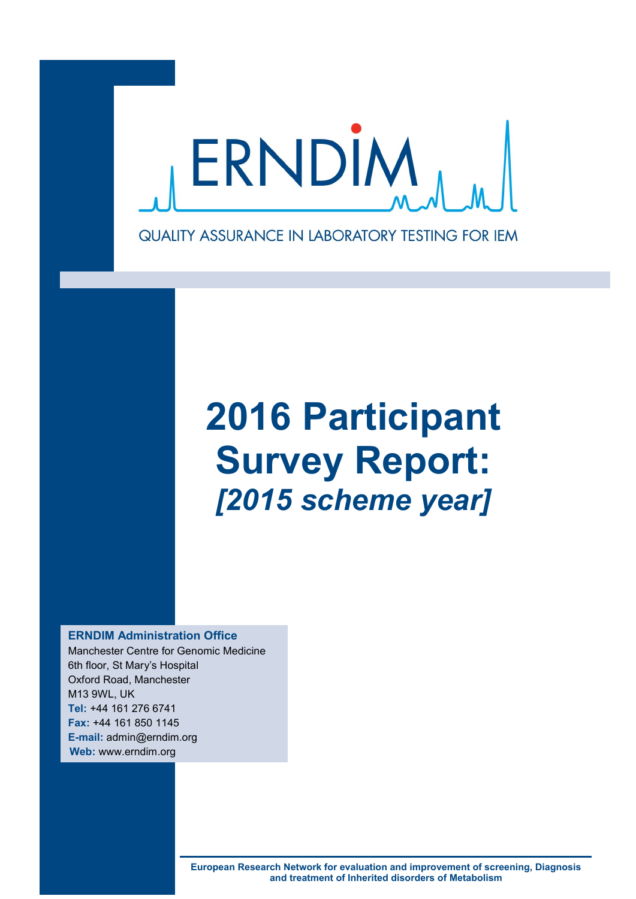ERNDIM

QUALITY ASSURANCE IN LABORATORY TESTING FOR IEM

# 2016 Participant Survey Report:

## *[2015 scheme year]*

**ERNDIM Administration Office**
Manchester Centre for Genomic Medicine
6th floor, St Mary's Hospital
Oxford Road, Manchester
M13 9WL, UK
**Tel:** +44 161 276 6741
**Fax:** +44 161 850 1145
**E-mail:** admin@erndim.org
**Web:** www.erndim.org

**European Research Network for evaluation and improvement of screening, Diagnosis and treatment of Inherited disorders of Metabolism**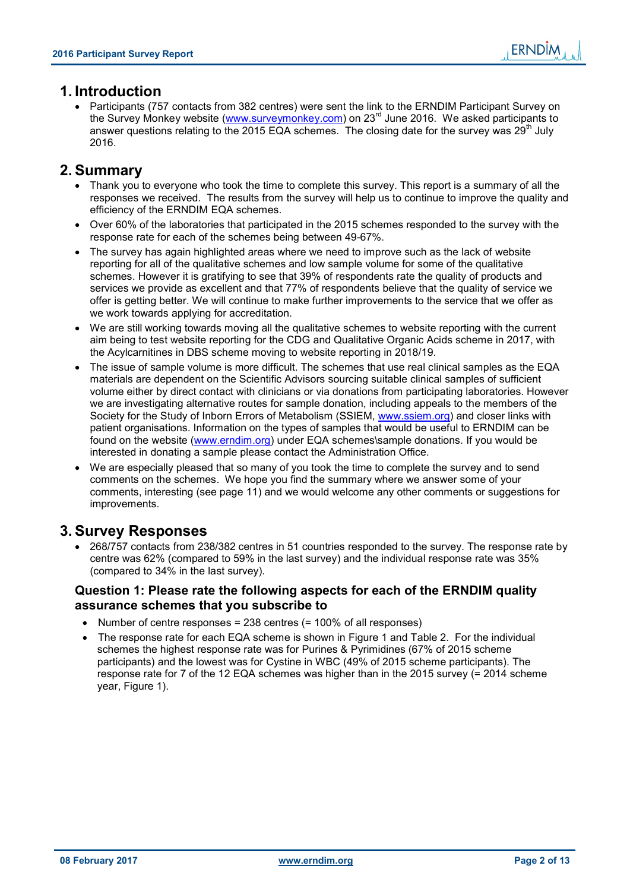# 1. Introduction

- Participants (757 contacts from 382 centres) were sent the link to the ERNDIM Participant Survey on the Survey Monkey website (www.surveymonkey.com) on 23rd June 2016. We asked participants to answer questions relating to the 2015 EQA schemes. The closing date for the survey was 29th July 2016.

# 2. Summary

- Thank you to everyone who took the time to complete this survey. This report is a summary of all the responses we received. The results from the survey will help us to continue to improve the quality and efficiency of the ERNDIM EQA schemes.
- Over 60% of the laboratories that participated in the 2015 schemes responded to the survey with the response rate for each of the schemes being between 49-67%.
- The survey has again highlighted areas where we need to improve such as the lack of website reporting for all of the qualitative schemes and low sample volume for some of the qualitative schemes. However it is gratifying to see that 39% of respondents rate the quality of products and services we provide as excellent and that 77% of respondents believe that the quality of service we offer is getting better. We will continue to make further improvements to the service that we offer as we work towards applying for accreditation.
- We are still working towards moving all the qualitative schemes to website reporting with the current aim being to test website reporting for the CDG and Qualitative Organic Acids scheme in 2017, with the Acylcarnitines in DBS scheme moving to website reporting in 2018/19.
- The issue of sample volume is more difficult. The schemes that use real clinical samples as the EQA materials are dependent on the Scientific Advisors sourcing suitable clinical samples of sufficient volume either by direct contact with clinicians or via donations from participating laboratories. However we are investigating alternative routes for sample donation, including appeals to the members of the Society for the Study of Inborn Errors of Metabolism (SSIEM, www.ssiem.org) and closer links with patient organisations. Information on the types of samples that would be useful to ERNDIM can be found on the website (www.erndim.org) under EQA schemes\sample donations. If you would be interested in donating a sample please contact the Administration Office.
- We are especially pleased that so many of you took the time to complete the survey and to send comments on the schemes. We hope you find the summary where we answer some of your comments, interesting (see page 11) and we would welcome any other comments or suggestions for improvements.

# 3. Survey Responses

- 268/757 contacts from 238/382 centres in 51 countries responded to the survey. The response rate by centre was 62% (compared to 59% in the last survey) and the individual response rate was 35% (compared to 34% in the last survey).

### Question 1: Please rate the following aspects for each of the ERNDIM quality assurance schemes that you subscribe to

- Number of centre responses = 238 centres (= 100% of all responses)
- The response rate for each EQA scheme is shown in Figure 1 and Table 2. For the individual schemes the highest response rate was for Purines & Pyrimidines (67% of 2015 scheme participants) and the lowest was for Cystine in WBC (49% of 2015 scheme participants). The response rate for 7 of the 12 EQA schemes was higher than in the 2015 survey (= 2014 scheme year, Figure 1).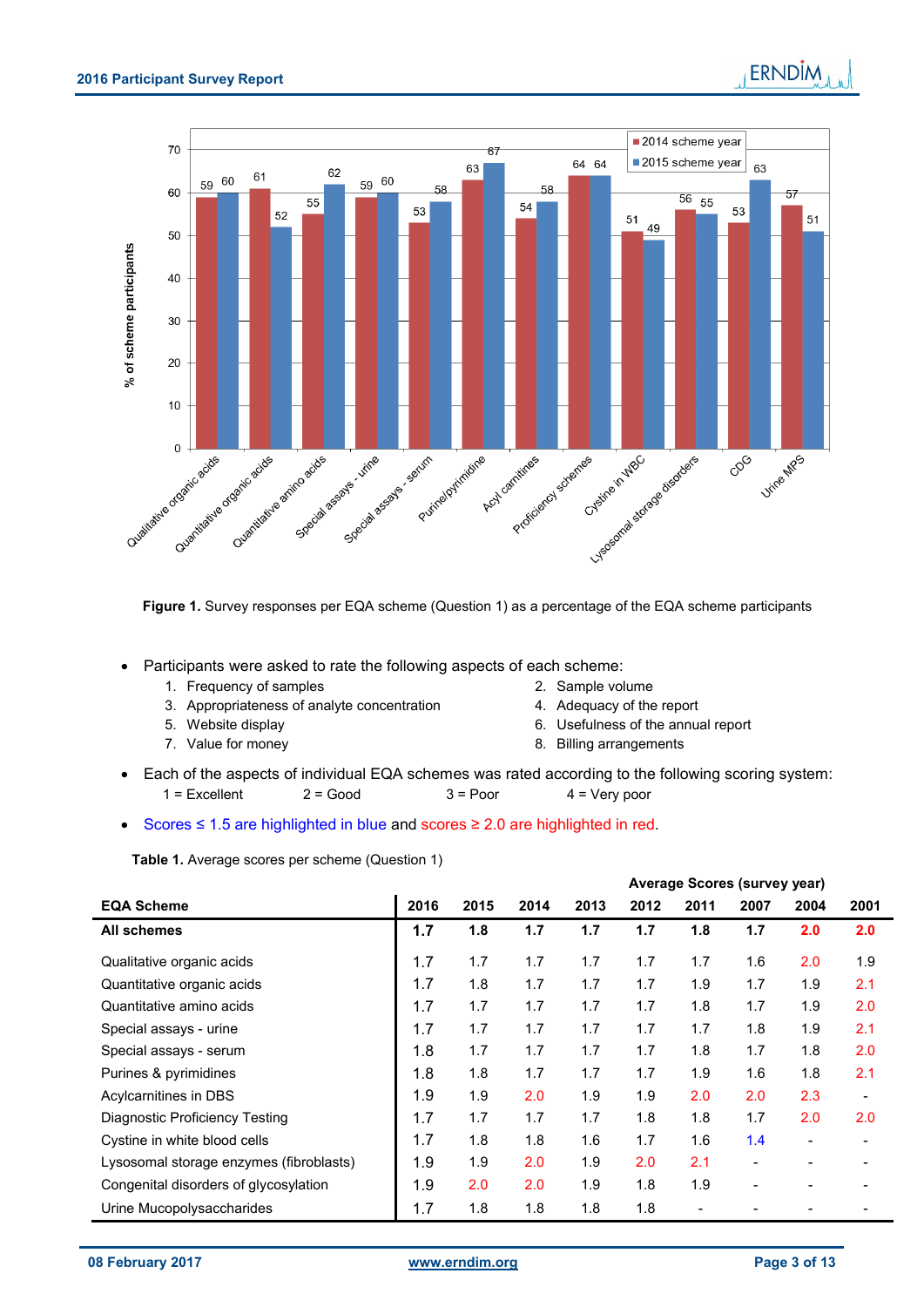Figure 1. Survey responses per EQA scheme (Question 1) as a percentage of the EQA scheme participants

- Participants were asked to rate the following aspects of each scheme:
  1. Frequency of samples
  2. Sample volume
  3. Appropriateness of analyte concentration
  4. Adequacy of the report
  5. Website display
  6. Usefulness of the annual report
  7. Value for money
  8. Billing arrangements
- Each of the aspects of individual EQA schemes was rated according to the following scoring system:
  1 = Excellent  2 = Good  3 = Poor  4 = Very poor
- Scores ≤ 1.5 are highlighted in blue and scores ≥ 2.0 are highlighted in red.

**Table 1.** Average scores per scheme (Question 1)

| | Average Scores (survey year) | | | | | | | | |
|---|---|---|---|---|---|---|---|---|---|
| **EQA Scheme** | **2016** | **2015** | **2014** | **2013** | **2012** | **2011** | **2007** | **2004** | **2001** |
| **All schemes** | **1.7** | **1.8** | **1.7** | **1.7** | **1.7** | **1.8** | **1.7** | **2.0** | **2.0** |
| Qualitative organic acids | 1.7 | 1.7 | 1.7 | 1.7 | 1.7 | 1.7 | 1.6 | 2.0 | 1.9 |
| Quantitative organic acids | 1.7 | 1.8 | 1.7 | 1.7 | 1.7 | 1.9 | 1.7 | 1.9 | 2.1 |
| Quantitative amino acids | 1.7 | 1.7 | 1.7 | 1.7 | 1.7 | 1.8 | 1.7 | 1.9 | 2.0 |
| Special assays - urine | 1.7 | 1.7 | 1.7 | 1.7 | 1.7 | 1.7 | 1.8 | 1.9 | 2.1 |
| Special assays - serum | 1.8 | 1.7 | 1.7 | 1.7 | 1.7 | 1.8 | 1.7 | 1.8 | 2.0 |
| Purines & pyrimidines | 1.8 | 1.8 | 1.7 | 1.7 | 1.7 | 1.9 | 1.6 | 1.8 | 2.1 |
| Acylcarnitines in DBS | 1.9 | 1.9 | 2.0 | 1.9 | 1.9 | 2.0 | 2.0 | 2.3 | - |
| Diagnostic Proficiency Testing | 1.7 | 1.7 | 1.7 | 1.7 | 1.8 | 1.8 | 1.7 | 2.0 | 2.0 |
| Cystine in white blood cells | 1.7 | 1.8 | 1.8 | 1.6 | 1.7 | 1.6 | 1.4 | - | - |
| Lysosomal storage enzymes (fibroblasts) | 1.9 | 1.9 | 2.0 | 1.9 | 2.0 | 2.1 | - | - | - |
| Congenital disorders of glycosylation | 1.9 | 2.0 | 2.0 | 1.9 | 1.8 | 1.9 | - | - | - |
| Urine Mucopolysaccharides | 1.7 | 1.8 | 1.8 | 1.8 | 1.8 | - | - | - | - |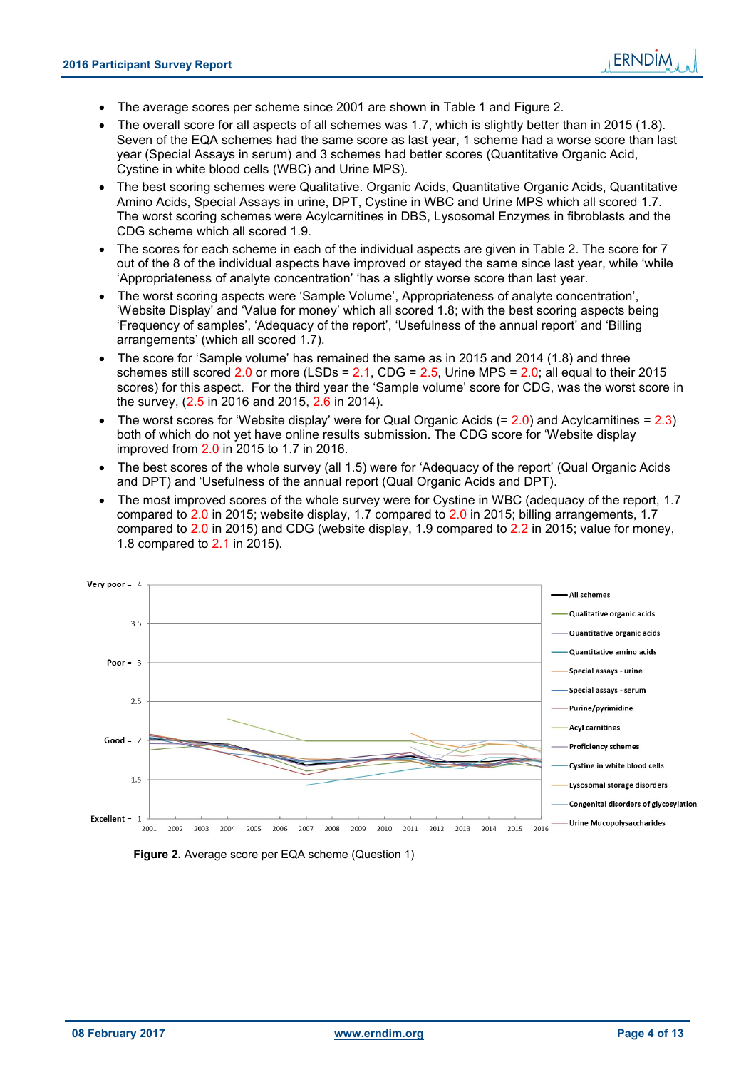- The average scores per scheme since 2001 are shown in Table 1 and Figure 2.
- The overall score for all aspects of all schemes was 1.7, which is slightly better than in 2015 (1.8). Seven of the EQA schemes had the same score as last year, 1 scheme had a worse score than last year (Special Assays in serum) and 3 schemes had better scores (Quantitative Organic Acid, Cystine in white blood cells (WBC) and Urine MPS).
- The best scoring schemes were Qualitative. Organic Acids, Quantitative Organic Acids, Quantitative Amino Acids, Special Assays in urine, DPT, Cystine in WBC and Urine MPS which all scored 1.7. The worst scoring schemes were Acylcarnitines in DBS, Lysosomal Enzymes in fibroblasts and the CDG scheme which all scored 1.9.
- The scores for each scheme in each of the individual aspects are given in Table 2. The score for 7 out of the 8 of the individual aspects have improved or stayed the same since last year, while 'while 'Appropriateness of analyte concentration' 'has a slightly worse score than last year.
- The worst scoring aspects were 'Sample Volume', Appropriateness of analyte concentration', 'Website Display' and 'Value for money' which all scored 1.8; with the best scoring aspects being 'Frequency of samples', 'Adequacy of the report', 'Usefulness of the annual report' and 'Billing arrangements' (which all scored 1.7).
- The score for 'Sample volume' has remained the same as in 2015 and 2014 (1.8) and three schemes still scored 2.0 or more (LSDs = 2.1, CDG = 2.5, Urine MPS = 2.0; all equal to their 2015 scores) for this aspect. For the third year the 'Sample volume' score for CDG, was the worst score in the survey, (2.5 in 2016 and 2015, 2.6 in 2014).
- The worst scores for 'Website display' were for Qual Organic Acids (= 2.0) and Acylcarnitines = 2.3) both of which do not yet have online results submission. The CDG score for 'Website display improved from 2.0 in 2015 to 1.7 in 2016.
- The best scores of the whole survey (all 1.5) were for 'Adequacy of the report' (Qual Organic Acids and DPT) and 'Usefulness of the annual report (Qual Organic Acids and DPT).
- The most improved scores of the whole survey were for Cystine in WBC (adequacy of the report, 1.7 compared to 2.0 in 2015; website display, 1.7 compared to 2.0 in 2015; billing arrangements, 1.7 compared to 2.0 in 2015) and CDG (website display, 1.9 compared to 2.2 in 2015; value for money, 1.8 compared to 2.1 in 2015).

**Figure 2.** Average score per EQA scheme (Question 1)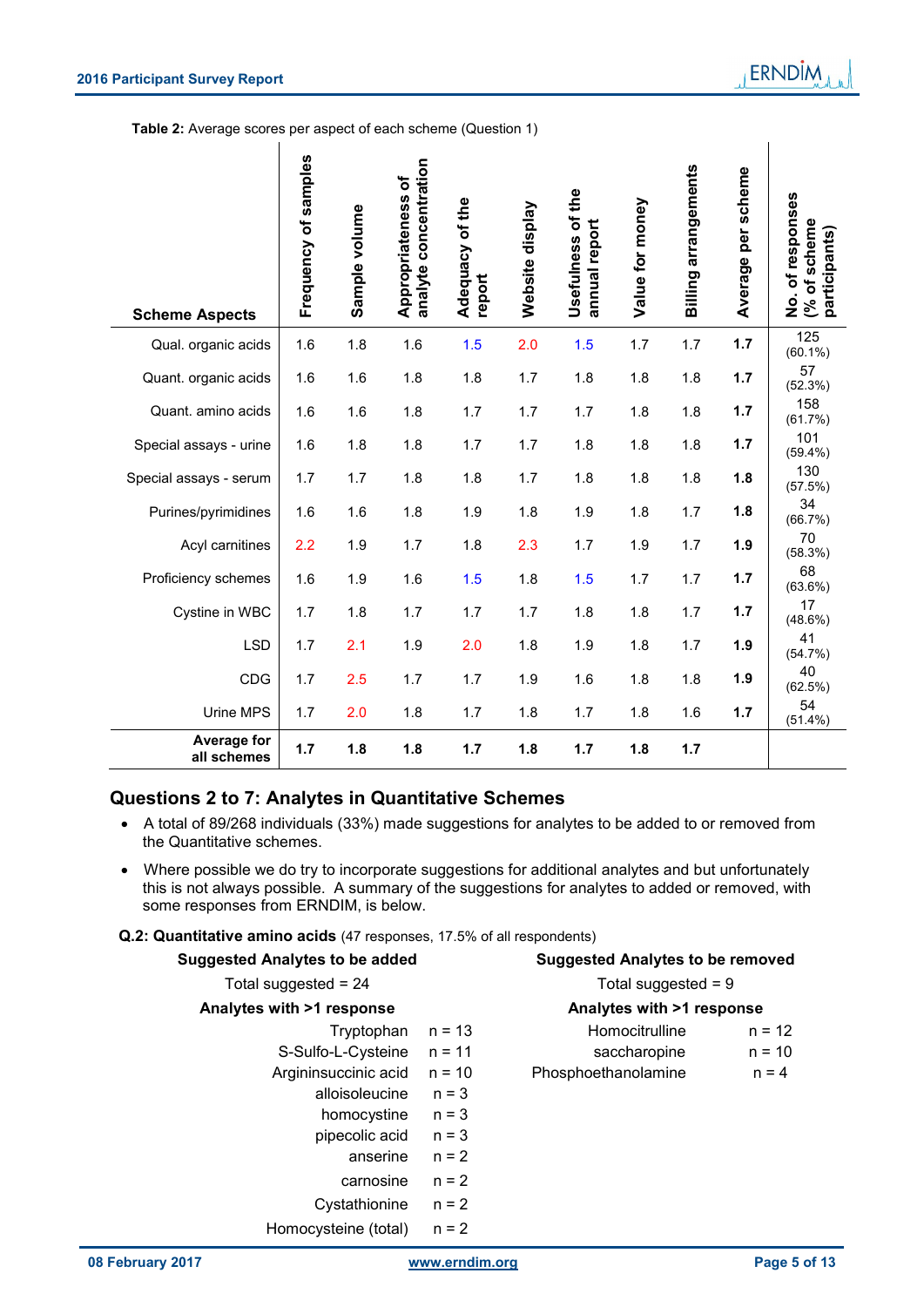**Table 2:** Average scores per aspect of each scheme (Question 1)

| Scheme Aspects | Frequency of samples | Sample volume | Appropriateness of analyte concentration | Adequacy of the report | Website display | Usefulness of the annual report | Value for money | Billing arrangements | Average per scheme | No. of responses (% of scheme participants) |
|---|---|---|---|---|---|---|---|---|---|---|
| Qual. organic acids | 1.6 | 1.8 | 1.6 | 1.5 | 2.0 | 1.5 | 1.7 | 1.7 | **1.7** | 125 (60.1%) |
| Quant. organic acids | 1.6 | 1.6 | 1.8 | 1.8 | 1.7 | 1.8 | 1.8 | 1.8 | **1.7** | 57 (52.3%) |
| Quant. amino acids | 1.6 | 1.6 | 1.8 | 1.7 | 1.7 | 1.7 | 1.8 | 1.8 | **1.7** | 158 (61.7%) |
| Special assays - urine | 1.6 | 1.8 | 1.8 | 1.7 | 1.7 | 1.8 | 1.8 | 1.8 | **1.7** | 101 (59.4%) |
| Special assays - serum | 1.7 | 1.7 | 1.8 | 1.8 | 1.7 | 1.8 | 1.8 | 1.8 | **1.8** | 130 (57.5%) |
| Purines/pyrimidines | 1.6 | 1.6 | 1.8 | 1.9 | 1.8 | 1.9 | 1.8 | 1.7 | **1.8** | 34 (66.7%) |
| Acyl carnitines | 2.2 | 1.9 | 1.7 | 1.8 | 2.3 | 1.7 | 1.9 | 1.7 | **1.9** | 70 (58.3%) |
| Proficiency schemes | 1.6 | 1.9 | 1.6 | 1.5 | 1.8 | 1.5 | 1.7 | 1.7 | **1.7** | 68 (63.6%) |
| Cystine in WBC | 1.7 | 1.8 | 1.7 | 1.7 | 1.7 | 1.8 | 1.8 | 1.7 | **1.7** | 17 (48.6%) |
| LSD | 1.7 | 2.1 | 1.9 | 2.0 | 1.8 | 1.9 | 1.8 | 1.7 | **1.9** | 41 (54.7%) |
| CDG | 1.7 | 2.5 | 1.7 | 1.7 | 1.9 | 1.6 | 1.8 | 1.8 | **1.9** | 40 (62.5%) |
| Urine MPS | 1.7 | 2.0 | 1.8 | 1.7 | 1.8 | 1.7 | 1.8 | 1.6 | **1.7** | 54 (51.4%) |
| **Average for all schemes** | **1.7** | **1.8** | **1.8** | **1.7** | **1.8** | **1.7** | **1.8** | **1.7** | | |

## Questions 2 to 7: Analytes in Quantitative Schemes

- A total of 89/268 individuals (33%) made suggestions for analytes to be added to or removed from the Quantitative schemes.
- Where possible we do try to incorporate suggestions for additional analytes and but unfortunately this is not always possible. A summary of the suggestions for analytes to added or removed, with some responses from ERNDIM, is below.

**Q.2: Quantitative amino acids** (47 responses, 17.5% of all respondents)

**Suggested Analytes to be added**

Total suggested = 24

**Analytes with >1 response**

| Analyte | n |
|---|---|
| Tryptophan | n = 13 |
| S-Sulfo-L-Cysteine | n = 11 |
| Argininsuccinic acid | n = 10 |
| alloisoleucine | n = 3 |
| homocystine | n = 3 |
| pipecolic acid | n = 3 |
| anserine | n = 2 |
| carnosine | n = 2 |
| Cystathionine | n = 2 |
| Homocysteine (total) | n = 2 |

**Suggested Analytes to be removed**

Total suggested = 9

**Analytes with >1 response**

| Analyte | n |
|---|---|
| Homocitrulline | n = 12 |
| saccharopine | n = 10 |
| Phosphoethanolamine | n = 4 |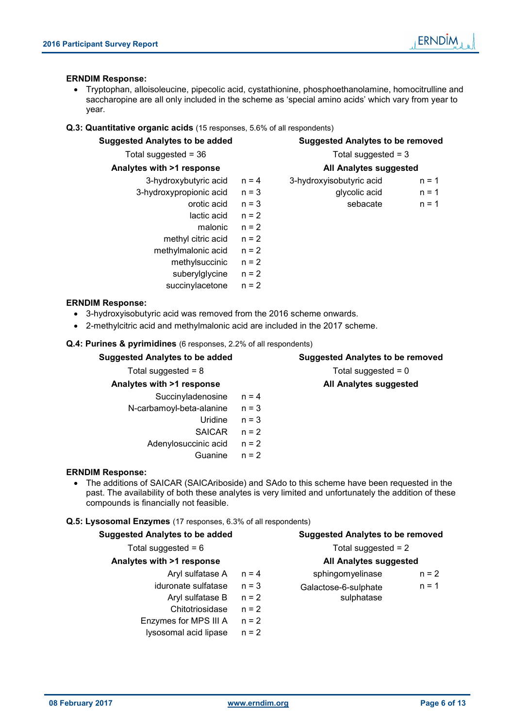**ERNDIM Response:**

- Tryptophan, alloisoleucine, pipecolic acid, cystathionine, phosphoethanolamine, homocitrulline and saccharopine are all only included in the scheme as 'special amino acids' which vary from year to year.

**Q.3: Quantitative organic acids** (15 responses, 5.6% of all respondents)

| Suggested Analytes to be added | | Suggested Analytes to be removed | |
|---|---|---|---|
| Total suggested = 36 | | Total suggested = 3 | |
| **Analytes with >1 response** | | **All Analytes suggested** | |
| 3-hydroxybutyric acid | n = 4 | 3-hydroxyisobutyric acid | n = 1 |
| 3-hydroxypropionic acid | n = 3 | glycolic acid | n = 1 |
| orotic acid | n = 3 | sebacate | n = 1 |
| lactic acid | n = 2 | | |
| malonic | n = 2 | | |
| methyl citric acid | n = 2 | | |
| methylmalonic acid | n = 2 | | |
| methylsuccinic | n = 2 | | |
| suberylglycine | n = 2 | | |
| succinylacetone | n = 2 | | |

**ERNDIM Response:**

- 3-hydroxyisobutyric acid was removed from the 2016 scheme onwards.
- 2-methylcitric acid and methylmalonic acid are included in the 2017 scheme.

**Q.4: Purines & pyrimidines** (6 responses, 2.2% of all respondents)

| Suggested Analytes to be added | | Suggested Analytes to be removed |
|---|---|---|
| Total suggested = 8 | | Total suggested = 0 |
| **Analytes with >1 response** | | **All Analytes suggested** |
| Succinyladenosine | n = 4 | |
| N-carbamoyl-beta-alanine | n = 3 | |
| Uridine | n = 3 | |
| SAICAR | n = 2 | |
| Adenylosuccinic acid | n = 2 | |
| Guanine | n = 2 | |

**ERNDIM Response:**

- The additions of SAICAR (SAICAriboside) and SAdo to this scheme have been requested in the past. The availability of both these analytes is very limited and unfortunately the addition of these compounds is financially not feasible.

**Q.5: Lysosomal Enzymes** (17 responses, 6.3% of all respondents)

| Suggested Analytes to be added | | Suggested Analytes to be removed | |
|---|---|---|---|
| Total suggested = 6 | | Total suggested = 2 | |
| **Analytes with >1 response** | | **All Analytes suggested** | |
| Aryl sulfatase A | n = 4 | sphingomyelinase | n = 2 |
| iduronate sulfatase | n = 3 | Galactose-6-sulphate sulphatase | n = 1 |
| Aryl sulfatase B | n = 2 | | |
| Chitotriosidase | n = 2 | | |
| Enzymes for MPS III A | n = 2 | | |
| lysosomal acid lipase | n = 2 | | |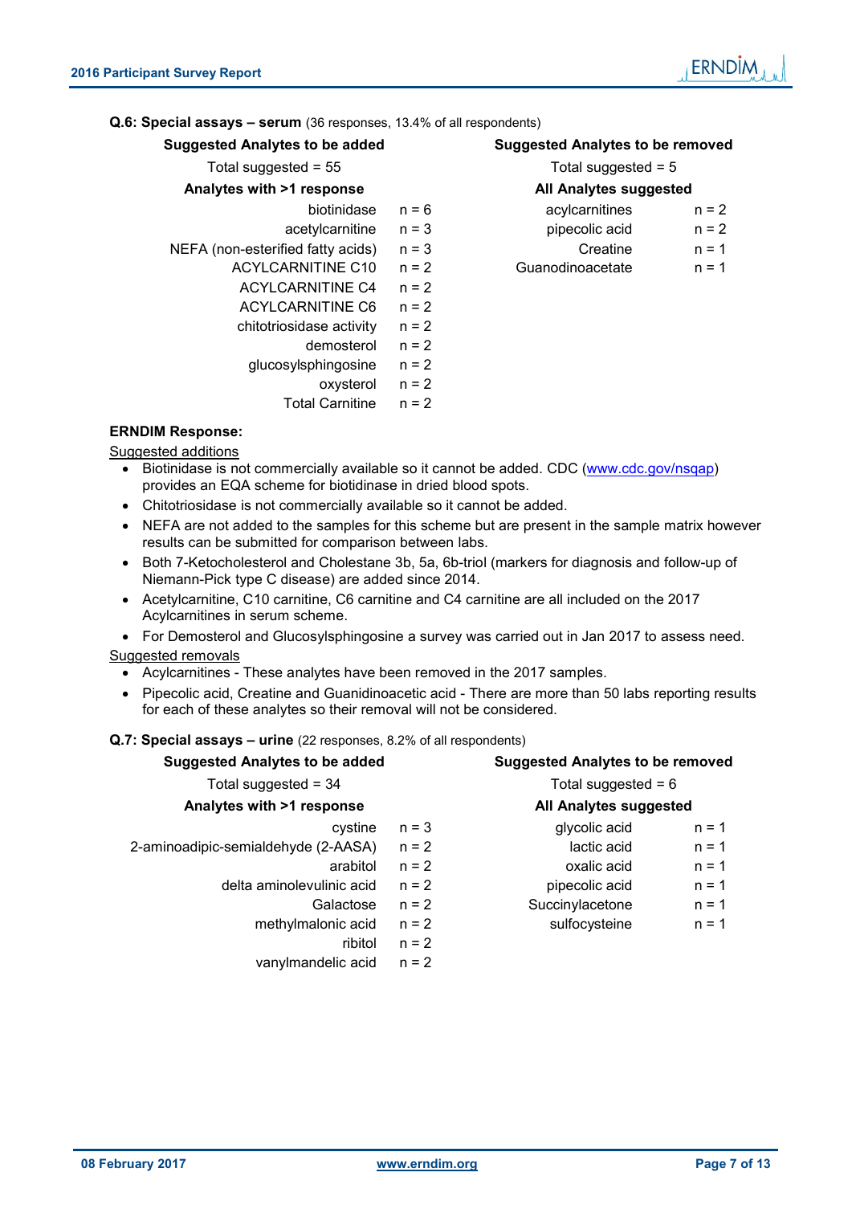**Q.6: Special assays – serum** (36 responses, 13.4% of all respondents)

**Suggested Analytes to be added**

Total suggested = 55

**Analytes with >1 response**

| Analyte | n |
|---|---|
| biotinidase | n = 6 |
| acetylcarnitine | n = 3 |
| NEFA (non-esterified fatty acids) | n = 3 |
| ACYLCARNITINE C10 | n = 2 |
| ACYLCARNITINE C4 | n = 2 |
| ACYLCARNITINE C6 | n = 2 |
| chitotriosidase activity | n = 2 |
| demosterol | n = 2 |
| glucosylsphingosine | n = 2 |
| oxysterol | n = 2 |
| Total Carnitine | n = 2 |

**Suggested Analytes to be removed**

Total suggested = 5

**All Analytes suggested**

| Analyte | n |
|---|---|
| acylcarnitines | n = 2 |
| pipecolic acid | n = 2 |
| Creatine | n = 1 |
| Guanodinoacetate | n = 1 |

**ERNDIM Response:**

Suggested additions

- Biotinidase is not commercially available so it cannot be added. CDC (www.cdc.gov/nsqap) provides an EQA scheme for biotidinase in dried blood spots.
- Chitotriosidase is not commercially available so it cannot be added.
- NEFA are not added to the samples for this scheme but are present in the sample matrix however results can be submitted for comparison between labs.
- Both 7-Ketocholesterol and Cholestane 3b, 5a, 6b-triol (markers for diagnosis and follow-up of Niemann-Pick type C disease) are added since 2014.
- Acetylcarnitine, C10 carnitine, C6 carnitine and C4 carnitine are all included on the 2017 Acylcarnitines in serum scheme.
- For Demosterol and Glucosylsphingosine a survey was carried out in Jan 2017 to assess need.

Suggested removals

- Acylcarnitines - These analytes have been removed in the 2017 samples.
- Pipecolic acid, Creatine and Guanidinoacetic acid - There are more than 50 labs reporting results for each of these analytes so their removal will not be considered.

**Q.7: Special assays – urine** (22 responses, 8.2% of all respondents)

**Suggested Analytes to be added**

Total suggested = 34

**Analytes with >1 response**

| Analyte | n |
|---|---|
| cystine | n = 3 |
| 2-aminoadipic-semialdehyde (2-AASA) | n = 2 |
| arabitol | n = 2 |
| delta aminolevulinic acid | n = 2 |
| Galactose | n = 2 |
| methylmalonic acid | n = 2 |
| ribitol | n = 2 |
| vanylmandelic acid | n = 2 |

**Suggested Analytes to be removed**

Total suggested = 6

**All Analytes suggested**

| Analyte | n |
|---|---|
| glycolic acid | n = 1 |
| lactic acid | n = 1 |
| oxalic acid | n = 1 |
| pipecolic acid | n = 1 |
| Succinylacetone | n = 1 |
| sulfocysteine | n = 1 |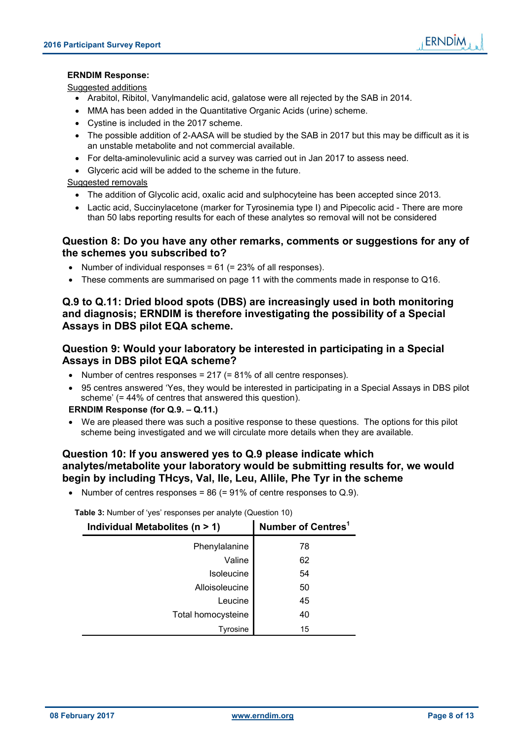**ERNDIM Response:**

Suggested additions

- Arabitol, Ribitol, Vanylmandelic acid, galatose were all rejected by the SAB in 2014.
- MMA has been added in the Quantitative Organic Acids (urine) scheme.
- Cystine is included in the 2017 scheme.
- The possible addition of 2-AASA will be studied by the SAB in 2017 but this may be difficult as it is an unstable metabolite and not commercial available.
- For delta-aminolevulinic acid a survey was carried out in Jan 2017 to assess need.
- Glyceric acid will be added to the scheme in the future.

Suggested removals

- The addition of Glycolic acid, oxalic acid and sulphocyteine has been accepted since 2013.
- Lactic acid, Succinylacetone (marker for Tyrosinemia type I) and Pipecolic acid - There are more than 50 labs reporting results for each of these analytes so removal will not be considered

## Question 8: Do you have any other remarks, comments or suggestions for any of the schemes you subscribed to?

- Number of individual responses = 61 (= 23% of all responses).
- These comments are summarised on page 11 with the comments made in response to Q16.

## Q.9 to Q.11: Dried blood spots (DBS) are increasingly used in both monitoring and diagnosis; ERNDIM is therefore investigating the possibility of a Special Assays in DBS pilot EQA scheme.

## Question 9: Would your laboratory be interested in participating in a Special Assays in DBS pilot EQA scheme?

- Number of centres responses = 217 (= 81% of all centre responses).
- 95 centres answered 'Yes, they would be interested in participating in a Special Assays in DBS pilot scheme' (= 44% of centres that answered this question).

**ERNDIM Response (for Q.9. – Q.11.)**

- We are pleased there was such a positive response to these questions. The options for this pilot scheme being investigated and we will circulate more details when they are available.

## Question 10: If you answered yes to Q.9 please indicate which analytes/metabolite your laboratory would be submitting results for, we would begin by including THcys, Val, Ile, Leu, Allile, Phe Tyr in the scheme

- Number of centres responses = 86 (= 91% of centre responses to Q.9).

**Table 3:** Number of 'yes' responses per analyte (Question 10)

| Individual Metabolites (n > 1) | Number of Centres[1] |
|---:|:---:|
| Phenylalanine | 78 |
| Valine | 62 |
| Isoleucine | 54 |
| Alloisoleucine | 50 |
| Leucine | 45 |
| Total homocysteine | 40 |
| Tyrosine | 15 |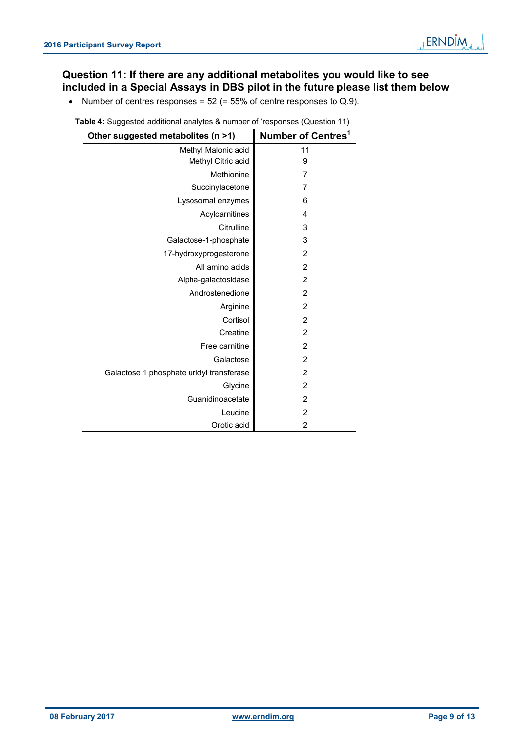## Question 11: If there are any additional metabolites you would like to see included in a Special Assays in DBS pilot in the future please list them below

- Number of centres responses = 52 (= 55% of centre responses to Q.9).

**Table 4:** Suggested additional analytes & number of 'responses (Question 11)

| Other suggested metabolites (n >1) | Number of Centres[1] |
|---:|:---:|
| Methyl Malonic acid | 11 |
| Methyl Citric acid | 9 |
| Methionine | 7 |
| Succinylacetone | 7 |
| Lysosomal enzymes | 6 |
| Acylcarnitines | 4 |
| Citrulline | 3 |
| Galactose-1-phosphate | 3 |
| 17-hydroxyprogesterone | 2 |
| All amino acids | 2 |
| Alpha-galactosidase | 2 |
| Androstenedione | 2 |
| Arginine | 2 |
| Cortisol | 2 |
| Creatine | 2 |
| Free carnitine | 2 |
| Galactose | 2 |
| Galactose 1 phosphate uridyl transferase | 2 |
| Glycine | 2 |
| Guanidinoacetate | 2 |
| Leucine | 2 |
| Orotic acid | 2 |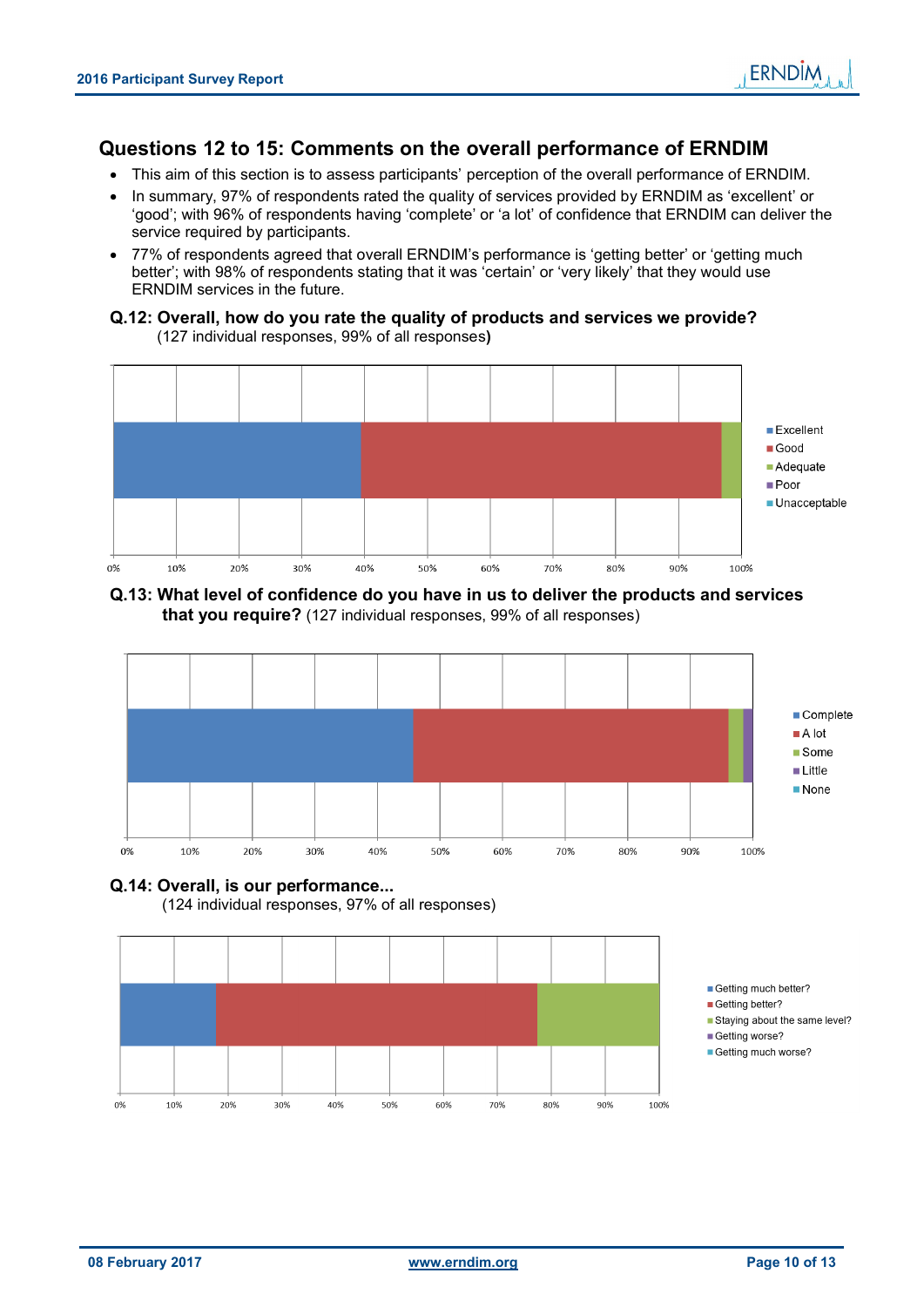## Questions 12 to 15: Comments on the overall performance of ERNDIM

- This aim of this section is to assess participants' perception of the overall performance of ERNDIM.
- In summary, 97% of respondents rated the quality of services provided by ERNDIM as 'excellent' or 'good'; with 96% of respondents having 'complete' or 'a lot' of confidence that ERNDIM can deliver the service required by participants.
- 77% of respondents agreed that overall ERNDIM's performance is 'getting better' or 'getting much better'; with 98% of respondents stating that it was 'certain' or 'very likely' that they would use ERNDIM services in the future.

### Q.12: Overall, how do you rate the quality of products and services we provide?

(127 individual responses, 99% of all responses)

Legend: Excellent, Good, Adequate, Poor, Unacceptable

0% 10% 20% 30% 40% 50% 60% 70% 80% 90% 100%

### Q.13: What level of confidence do you have in us to deliver the products and services that you require?

(127 individual responses, 99% of all responses)

Legend: Complete, A lot, Some, Little, None

0% 10% 20% 30% 40% 50% 60% 70% 80% 90% 100%

### Q.14: Overall, is our performance...

(124 individual responses, 97% of all responses)

Legend: Getting much better?, Getting better?, Staying about the same level?, Getting worse?, Getting much worse?

0% 10% 20% 30% 40% 50% 60% 70% 80% 90% 100%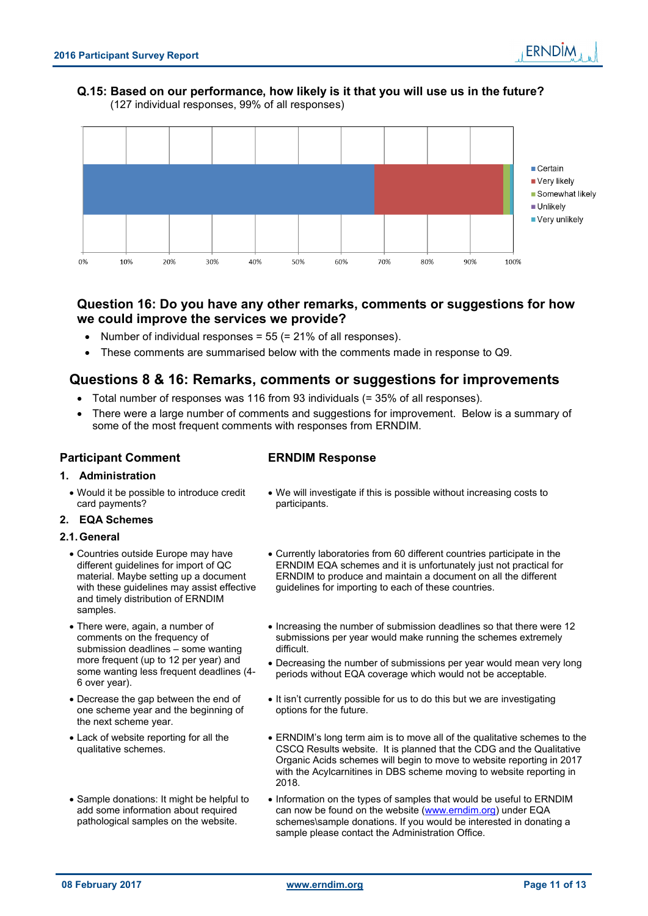## Q.15: Based on our performance, how likely is it that you will use us in the future?

(127 individual responses, 99% of all responses)

Certain, Very likely, Somewhat likely, Unlikely, Very unlikely

0% 10% 20% 30% 40% 50% 60% 70% 80% 90% 100%

## Question 16: Do you have any other remarks, comments or suggestions for how we could improve the services we provide?

- Number of individual responses = 55 (= 21% of all responses).
- These comments are summarised below with the comments made in response to Q9.

## Questions 8 & 16: Remarks, comments or suggestions for improvements

- Total number of responses was 116 from 93 individuals (= 35% of all responses).
- There were a large number of comments and suggestions for improvement. Below is a summary of some of the most frequent comments with responses from ERNDIM.

| Participant Comment | ERNDIM Response |
|---|---|
| **1. Administration** | |
| • Would it be possible to introduce credit card payments? | • We will investigate if this is possible without increasing costs to participants. |
| **2. EQA Schemes** | |
| **2.1. General** | |
| • Countries outside Europe may have different guidelines for import of QC material. Maybe setting up a document with these guidelines may assist effective and timely distribution of ERNDIM samples. | • Currently laboratories from 60 different countries participate in the ERNDIM EQA schemes and it is unfortunately just not practical for ERNDIM to produce and maintain a document on all the different guidelines for importing to each of these countries. |
| • There were, again, a number of comments on the frequency of submission deadlines – some wanting more frequent (up to 12 per year) and some wanting less frequent deadlines (4-6 over year). | • Increasing the number of submission deadlines so that there were 12 submissions per year would make running the schemes extremely difficult.<br>• Decreasing the number of submissions per year would mean very long periods without EQA coverage which would not be acceptable. |
| • Decrease the gap between the end of one scheme year and the beginning of the next scheme year. | • It isn't currently possible for us to do this but we are investigating options for the future. |
| • Lack of website reporting for all the qualitative schemes. | • ERNDIM's long term aim is to move all of the qualitative schemes to the CSCQ Results website. It is planned that the CDG and the Qualitative Organic Acids schemes will begin to move to website reporting in 2017 with the Acylcarnitines in DBS scheme moving to website reporting in 2018. |
| • Sample donations: It might be helpful to add some information about required pathological samples on the website. | • Information on the types of samples that would be useful to ERNDIM can now be found on the website (www.erndim.org) under EQA schemes\sample donations. If you would be interested in donating a sample please contact the Administration Office. |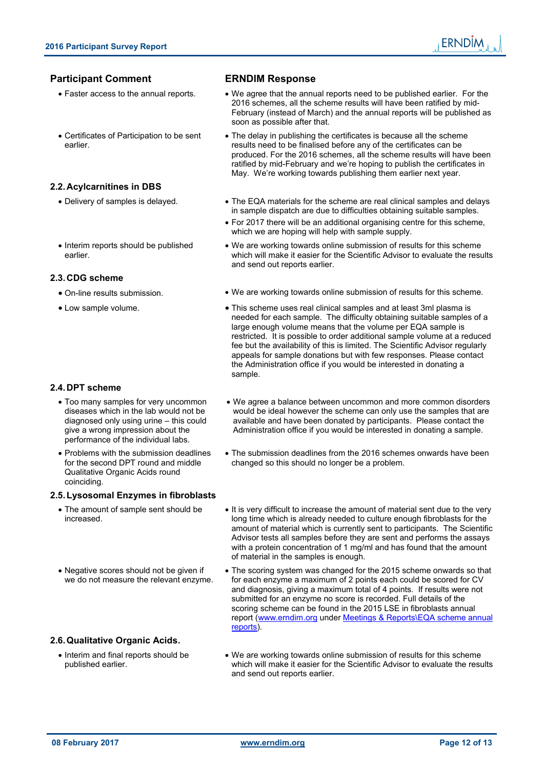| Participant Comment | ERNDIM Response |
| --- | --- |
| • Faster access to the annual reports. | • We agree that the annual reports need to be published earlier. For the 2016 schemes, all the scheme results will have been ratified by mid-February (instead of March) and the annual reports will be published as soon as possible after that. |
| • Certificates of Participation to be sent earlier. | • The delay in publishing the certificates is because all the scheme results need to be finalised before any of the certificates can be produced. For the 2016 schemes, all the scheme results will have been ratified by mid-February and we're hoping to publish the certificates in May. We're working towards publishing them earlier next year. |

### 2.2. Acylcarnitines in DBS

| Participant Comment | ERNDIM Response |
| --- | --- |
| • Delivery of samples is delayed. | • The EQA materials for the scheme are real clinical samples and delays in sample dispatch are due to difficulties obtaining suitable samples.<br>• For 2017 there will be an additional organising centre for this scheme, which we are hoping will help with sample supply. |
| • Interim reports should be published earlier. | • We are working towards online submission of results for this scheme which will make it easier for the Scientific Advisor to evaluate the results and send out reports earlier. |

### 2.3. CDG scheme

| Participant Comment | ERNDIM Response |
| --- | --- |
| • On-line results submission. | • We are working towards online submission of results for this scheme. |
| • Low sample volume. | • This scheme uses real clinical samples and at least 3ml plasma is needed for each sample. The difficulty obtaining suitable samples of a large enough volume means that the volume per EQA sample is restricted. It is possible to order additional sample volume at a reduced fee but the availability of this is limited. The Scientific Advisor regularly appeals for sample donations but with few responses. Please contact the Administration office if you would be interested in donating a sample. |

### 2.4. DPT scheme

| Participant Comment | ERNDIM Response |
| --- | --- |
| • Too many samples for very uncommon diseases which in the lab would not be diagnosed only using urine – this could give a wrong impression about the performance of the individual labs. | • We agree a balance between uncommon and more common disorders would be ideal however the scheme can only use the samples that are available and have been donated by participants. Please contact the Administration office if you would be interested in donating a sample. |
| • Problems with the submission deadlines for the second DPT round and middle Qualitative Organic Acids round coinciding. | • The submission deadlines from the 2016 schemes onwards have been changed so this should no longer be a problem. |

### 2.5. Lysosomal Enzymes in fibroblasts

| Participant Comment | ERNDIM Response |
| --- | --- |
| • The amount of sample sent should be increased. | • It is very difficult to increase the amount of material sent due to the very long time which is already needed to culture enough fibroblasts for the amount of material which is currently sent to participants. The Scientific Advisor tests all samples before they are sent and performs the assays with a protein concentration of 1 mg/ml and has found that the amount of material in the samples is enough. |
| • Negative scores should not be given if we do not measure the relevant enzyme. | • The scoring system was changed for the 2015 scheme onwards so that for each enzyme a maximum of 2 points each could be scored for CV and diagnosis, giving a maximum total of 4 points. If results were not submitted for an enzyme no score is recorded. Full details of the scoring scheme can be found in the 2015 LSE in fibroblasts annual report (www.erndim.org under Meetings & Reports\EQA scheme annual reports). |

### 2.6. Qualitative Organic Acids.

| Participant Comment | ERNDIM Response |
| --- | --- |
| • Interim and final reports should be published earlier. | • We are working towards online submission of results for this scheme which will make it easier for the Scientific Advisor to evaluate the results and send out reports earlier. |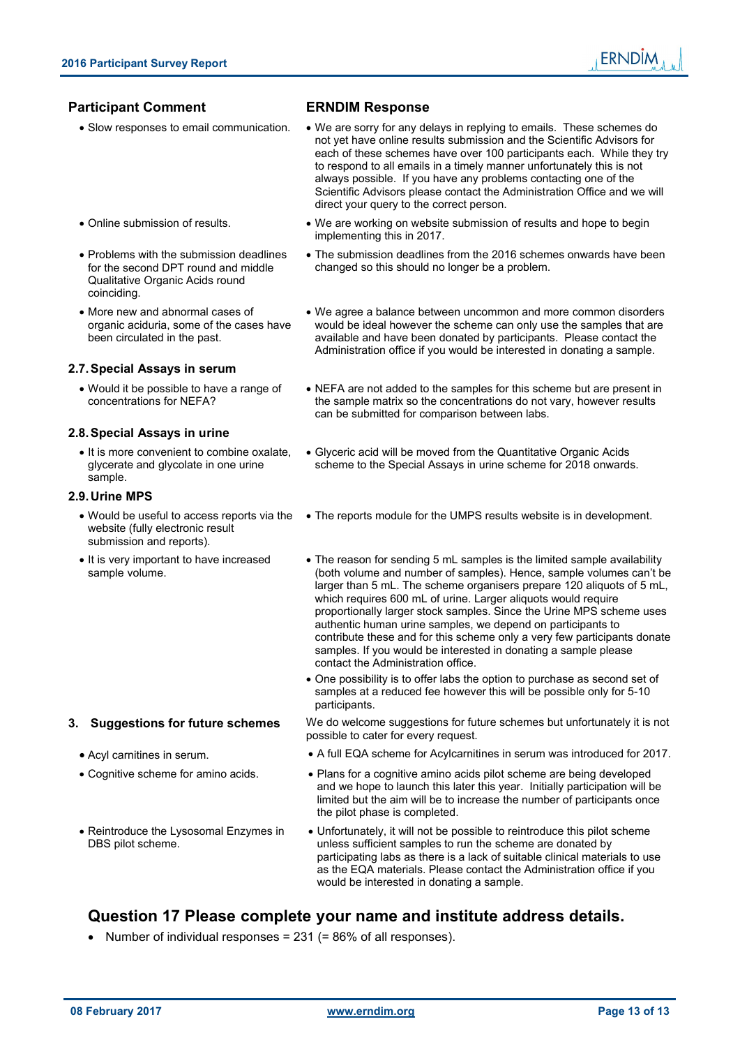| Participant Comment | ERNDIM Response |
| --- | --- |
| • Slow responses to email communication. | • We are sorry for any delays in replying to emails. These schemes do not yet have online results submission and the Scientific Advisors for each of these schemes have over 100 participants each. While they try to respond to all emails in a timely manner unfortunately this is not always possible. If you have any problems contacting one of the Scientific Advisors please contact the Administration Office and we will direct your query to the correct person. |
| • Online submission of results. | • We are working on website submission of results and hope to begin implementing this in 2017. |
| • Problems with the submission deadlines for the second DPT round and middle Qualitative Organic Acids round coinciding. | • The submission deadlines from the 2016 schemes onwards have been changed so this should no longer be a problem. |
| • More new and abnormal cases of organic aciduria, some of the cases have been circulated in the past. | • We agree a balance between uncommon and more common disorders would be ideal however the scheme can only use the samples that are available and have been donated by participants. Please contact the Administration office if you would be interested in donating a sample. |

### 2.7. Special Assays in serum

| | |
| --- | --- |
| • Would it be possible to have a range of concentrations for NEFA? | • NEFA are not added to the samples for this scheme but are present in the sample matrix so the concentrations do not vary, however results can be submitted for comparison between labs. |

### 2.8. Special Assays in urine

| | |
| --- | --- |
| • It is more convenient to combine oxalate, glycerate and glycolate in one urine sample. | • Glyceric acid will be moved from the Quantitative Organic Acids scheme to the Special Assays in urine scheme for 2018 onwards. |

### 2.9. Urine MPS

| | |
| --- | --- |
| • Would be useful to access reports via the website (fully electronic result submission and reports). | • The reports module for the UMPS results website is in development. |
| • It is very important to have increased sample volume. | • The reason for sending 5 mL samples is the limited sample availability (both volume and number of samples). Hence, sample volumes can't be larger than 5 mL. The scheme organisers prepare 120 aliquots of 5 mL, which requires 600 mL of urine. Larger aliquots would require proportionally larger stock samples. Since the Urine MPS scheme uses authentic human urine samples, we depend on participants to contribute these and for this scheme only a very few participants donate samples. If you would be interested in donating a sample please contact the Administration office. |
| | • One possibility is to offer labs the option to purchase as second set of samples at a reduced fee however this will be possible only for 5-10 participants. |

## 3. Suggestions for future schemes

We do welcome suggestions for future schemes but unfortunately it is not possible to cater for every request.

| | |
| --- | --- |
| • Acyl carnitines in serum. | • A full EQA scheme for Acylcarnitines in serum was introduced for 2017. |
| • Cognitive scheme for amino acids. | • Plans for a cognitive amino acids pilot scheme are being developed and we hope to launch this later this year. Initially participation will be limited but the aim will be to increase the number of participants once the pilot phase is completed. |
| • Reintroduce the Lysosomal Enzymes in DBS pilot scheme. | • Unfortunately, it will not be possible to reintroduce this pilot scheme unless sufficient samples to run the scheme are donated by participating labs as there is a lack of suitable clinical materials to use as the EQA materials. Please contact the Administration office if you would be interested in donating a sample. |

## Question 17 Please complete your name and institute address details.

- Number of individual responses = 231 (= 86% of all responses).